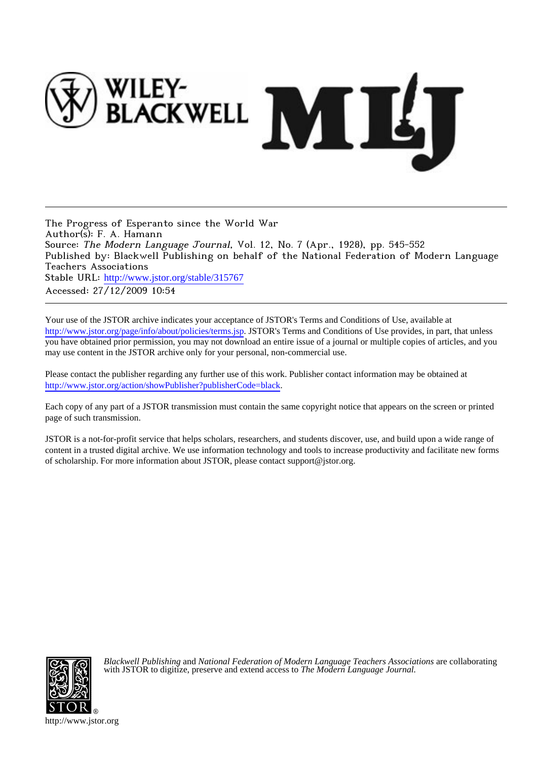The Progress of Esperanto since the World War
Author(s): F. A. Hamann
Source: *The Modern Language Journal*, Vol. 12, No. 7 (Apr., 1928), pp. 545-552
Published by: Blackwell Publishing on behalf of the National Federation of Modern Language Teachers Associations
Stable URL: http://www.jstor.org/stable/315767
Accessed: 27/12/2009 10:54

Your use of the JSTOR archive indicates your acceptance of JSTOR's Terms and Conditions of Use, available at http://www.jstor.org/page/info/about/policies/terms.jsp. JSTOR's Terms and Conditions of Use provides, in part, that unless you have obtained prior permission, you may not download an entire issue of a journal or multiple copies of articles, and you may use content in the JSTOR archive only for your personal, non-commercial use.

Please contact the publisher regarding any further use of this work. Publisher contact information may be obtained at http://www.jstor.org/action/showPublisher?publisherCode=black.

Each copy of any part of a JSTOR transmission must contain the same copyright notice that appears on the screen or printed page of such transmission.

JSTOR is a not-for-profit service that helps scholars, researchers, and students discover, use, and build upon a wide range of content in a trusted digital archive. We use information technology and tools to increase productivity and facilitate new forms of scholarship. For more information about JSTOR, please contact support@jstor.org.

*Blackwell Publishing* and *National Federation of Modern Language Teachers Associations* are collaborating with JSTOR to digitize, preserve and extend access to *The Modern Language Journal.*

http://www.jstor.org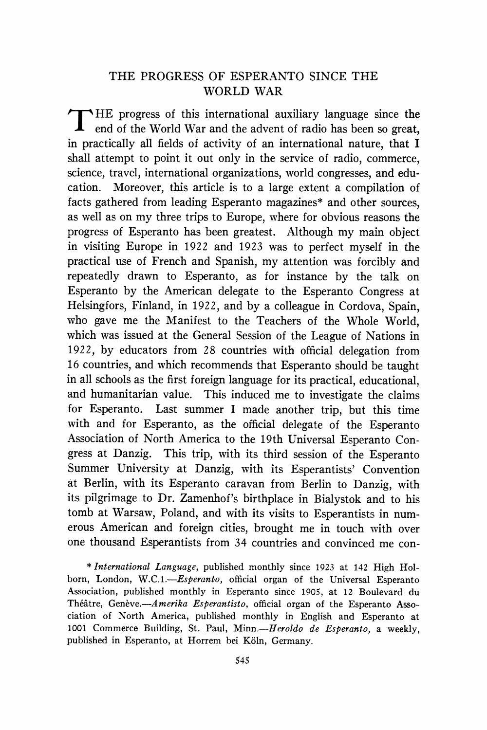# THE PROGRESS OF ESPERANTO SINCE THE WORLD WAR

THE progress of this international auxiliary language since the end of the World War and the advent of radio has been so great, in practically all fields of activity of an international nature, that I shall attempt to point it out only in the service of radio, commerce, science, travel, international organizations, world congresses, and education. Moreover, this article is to a large extent a compilation of facts gathered from leading Esperanto magazines* and other sources, as well as on my three trips to Europe, where for obvious reasons the progress of Esperanto has been greatest. Although my main object in visiting Europe in 1922 and 1923 was to perfect myself in the practical use of French and Spanish, my attention was forcibly and repeatedly drawn to Esperanto, as for instance by the talk on Esperanto by the American delegate to the Esperanto Congress at Helsingfors, Finland, in 1922, and by a colleague in Cordova, Spain, who gave me the Manifest to the Teachers of the Whole World, which was issued at the General Session of the League of Nations in 1922, by educators from 28 countries with official delegation from 16 countries, and which recommends that Esperanto should be taught in all schools as the first foreign language for its practical, educational, and humanitarian value. This induced me to investigate the claims for Esperanto. Last summer I made another trip, but this time with and for Esperanto, as the official delegate of the Esperanto Association of North America to the 19th Universal Esperanto Congress at Danzig. This trip, with its third session of the Esperanto Summer University at Danzig, with its Esperantists' Convention at Berlin, with its Esperanto caravan from Berlin to Danzig, with its pilgrimage to Dr. Zamenhof's birthplace in Bialystok and to his tomb at Warsaw, Poland, and with its visits to Esperantists in numerous American and foreign cities, brought me in touch with over one thousand Esperantists from 34 countries and convinced me con-

\* *International Language,* published monthly since 1923 at 142 High Holborn, London, W.C.1.—*Esperanto,* official organ of the Universal Esperanto Association, published monthly in Esperanto since 1905, at 12 Boulevard du Théâtre, Genève.—*Amerika Esperantisto,* official organ of the Esperanto Association of North America, published monthly in English and Esperanto at 1001 Commerce Building, St. Paul, Minn.—*Heroldo de Esperanto,* a weekly, published in Esperanto, at Horrem bei Köln, Germany.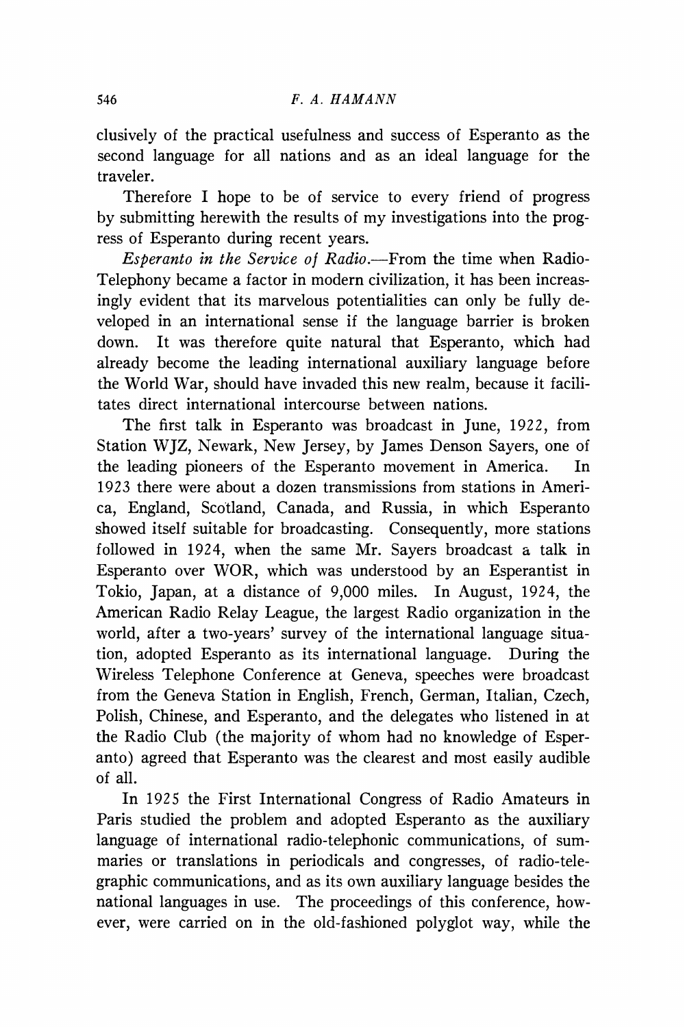clusively of the practical usefulness and success of Esperanto as the second language for all nations and as an ideal language for the traveler.

Therefore I hope to be of service to every friend of progress by submitting herewith the results of my investigations into the progress of Esperanto during recent years.

*Esperanto in the Service of Radio.*—From the time when Radio-Telephony became a factor in modern civilization, it has been increasingly evident that its marvelous potentialities can only be fully developed in an international sense if the language barrier is broken down. It was therefore quite natural that Esperanto, which had already become the leading international auxiliary language before the World War, should have invaded this new realm, because it facilitates direct international intercourse between nations.

The first talk in Esperanto was broadcast in June, 1922, from Station WJZ, Newark, New Jersey, by James Denson Sayers, one of the leading pioneers of the Esperanto movement in America. In 1923 there were about a dozen transmissions from stations in America, England, Scotland, Canada, and Russia, in which Esperanto showed itself suitable for broadcasting. Consequently, more stations followed in 1924, when the same Mr. Sayers broadcast a talk in Esperanto over WOR, which was understood by an Esperantist in Tokio, Japan, at a distance of 9,000 miles. In August, 1924, the American Radio Relay League, the largest Radio organization in the world, after a two-years' survey of the international language situation, adopted Esperanto as its international language. During the Wireless Telephone Conference at Geneva, speeches were broadcast from the Geneva Station in English, French, German, Italian, Czech, Polish, Chinese, and Esperanto, and the delegates who listened in at the Radio Club (the majority of whom had no knowledge of Esperanto) agreed that Esperanto was the clearest and most easily audible of all.

In 1925 the First International Congress of Radio Amateurs in Paris studied the problem and adopted Esperanto as the auxiliary language of international radio-telephonic communications, of summaries or translations in periodicals and congresses, of radio-telegraphic communications, and as its own auxiliary language besides the national languages in use. The proceedings of this conference, however, were carried on in the old-fashioned polyglot way, while the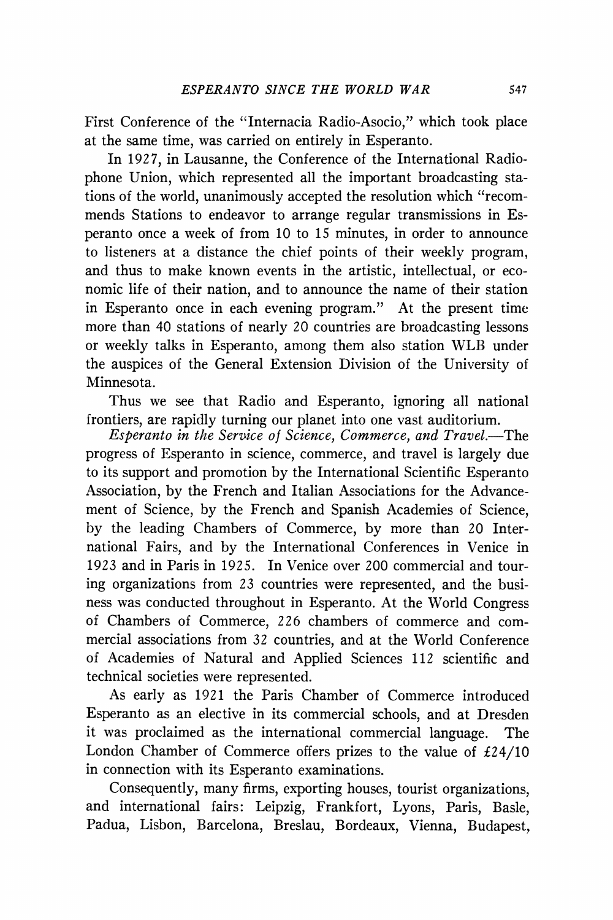First Conference of the "Internacia Radio-Asocio," which took place at the same time, was carried on entirely in Esperanto.

In 1927, in Lausanne, the Conference of the International Radiophone Union, which represented all the important broadcasting stations of the world, unanimously accepted the resolution which "recommends Stations to endeavor to arrange regular transmissions in Esperanto once a week of from 10 to 15 minutes, in order to announce to listeners at a distance the chief points of their weekly program, and thus to make known events in the artistic, intellectual, or economic life of their nation, and to announce the name of their station in Esperanto once in each evening program." At the present time more than 40 stations of nearly 20 countries are broadcasting lessons or weekly talks in Esperanto, among them also station WLB under the auspices of the General Extension Division of the University of Minnesota.

Thus we see that Radio and Esperanto, ignoring all national frontiers, are rapidly turning our planet into one vast auditorium.

*Esperanto in the Service of Science, Commerce, and Travel.*—The progress of Esperanto in science, commerce, and travel is largely due to its support and promotion by the International Scientific Esperanto Association, by the French and Italian Associations for the Advancement of Science, by the French and Spanish Academies of Science, by the leading Chambers of Commerce, by more than 20 International Fairs, and by the International Conferences in Venice in 1923 and in Paris in 1925. In Venice over 200 commercial and touring organizations from 23 countries were represented, and the business was conducted throughout in Esperanto. At the World Congress of Chambers of Commerce, 226 chambers of commerce and commercial associations from 32 countries, and at the World Conference of Academies of Natural and Applied Sciences 112 scientific and technical societies were represented.

As early as 1921 the Paris Chamber of Commerce introduced Esperanto as an elective in its commercial schools, and at Dresden it was proclaimed as the international commercial language. The London Chamber of Commerce offers prizes to the value of £24/10 in connection with its Esperanto examinations.

Consequently, many firms, exporting houses, tourist organizations, and international fairs: Leipzig, Frankfort, Lyons, Paris, Basle, Padua, Lisbon, Barcelona, Breslau, Bordeaux, Vienna, Budapest,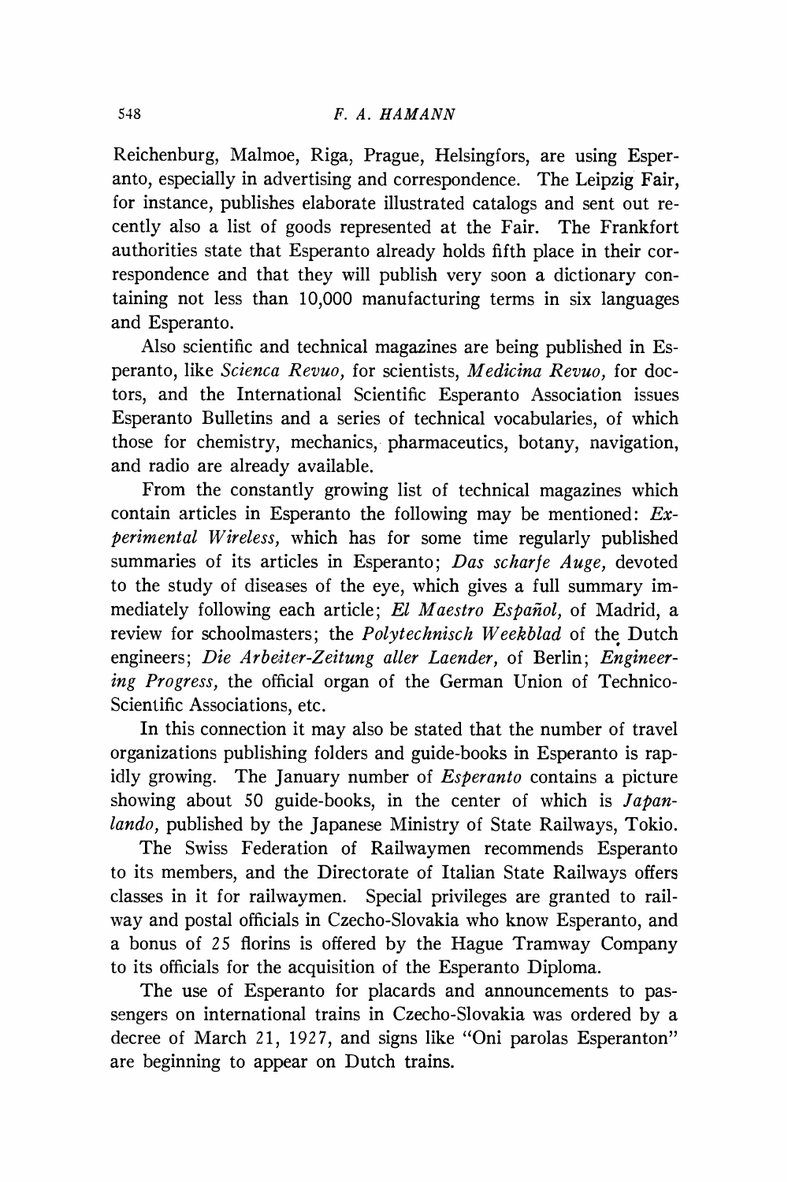Reichenburg, Malmoe, Riga, Prague, Helsingfors, are using Esperanto, especially in advertising and correspondence. The Leipzig Fair, for instance, publishes elaborate illustrated catalogs and sent out recently also a list of goods represented at the Fair. The Frankfort authorities state that Esperanto already holds fifth place in their correspondence and that they will publish very soon a dictionary containing not less than 10,000 manufacturing terms in six languages and Esperanto.

Also scientific and technical magazines are being published in Esperanto, like *Scienca Revuo,* for scientists, *Medicina Revuo,* for doctors, and the International Scientific Esperanto Association issues Esperanto Bulletins and a series of technical vocabularies, of which those for chemistry, mechanics, pharmaceutics, botany, navigation, and radio are already available.

From the constantly growing list of technical magazines which contain articles in Esperanto the following may be mentioned: *Experimental Wireless,* which has for some time regularly published summaries of its articles in Esperanto; *Das scharfe Auge,* devoted to the study of diseases of the eye, which gives a full summary immediately following each article; *El Maestro Español,* of Madrid, a review for schoolmasters; the *Polytechnisch Weekblad* of the Dutch engineers; *Die Arbeiter-Zeitung aller Laender,* of Berlin; *Engineering Progress,* the official organ of the German Union of Technico-Scientific Associations, etc.

In this connection it may also be stated that the number of travel organizations publishing folders and guide-books in Esperanto is rapidly growing. The January number of *Esperanto* contains a picture showing about 50 guide-books, in the center of which is *Japanlando,* published by the Japanese Ministry of State Railways, Tokio.

The Swiss Federation of Railwaymen recommends Esperanto to its members, and the Directorate of Italian State Railways offers classes in it for railwaymen. Special privileges are granted to railway and postal officials in Czecho-Slovakia who know Esperanto, and a bonus of 25 florins is offered by the Hague Tramway Company to its officials for the acquisition of the Esperanto Diploma.

The use of Esperanto for placards and announcements to passengers on international trains in Czecho-Slovakia was ordered by a decree of March 21, 1927, and signs like "Oni parolas Esperanton" are beginning to appear on Dutch trains.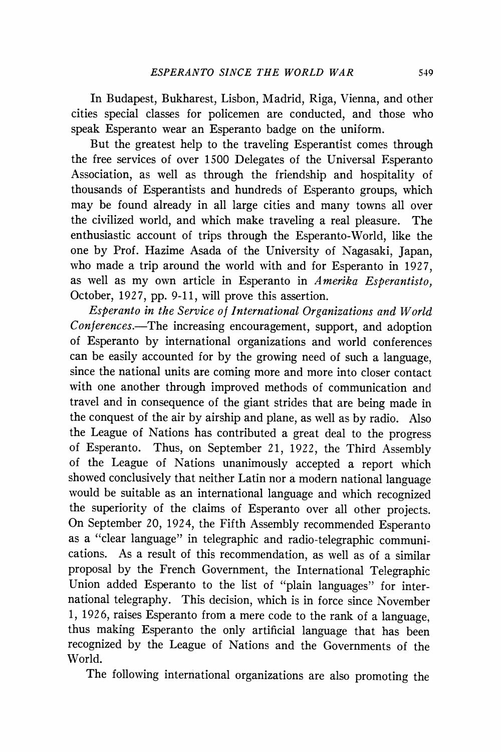In Budapest, Bukharest, Lisbon, Madrid, Riga, Vienna, and other cities special classes for policemen are conducted, and those who speak Esperanto wear an Esperanto badge on the uniform.

But the greatest help to the traveling Esperantist comes through the free services of over 1500 Delegates of the Universal Esperanto Association, as well as through the friendship and hospitality of thousands of Esperantists and hundreds of Esperanto groups, which may be found already in all large cities and many towns all over the civilized world, and which make traveling a real pleasure. The enthusiastic account of trips through the Esperanto-World, like the one by Prof. Hazime Asada of the University of Nagasaki, Japan, who made a trip around the world with and for Esperanto in 1927, as well as my own article in Esperanto in *Amerika Esperantisto,* October, 1927, pp. 9-11, will prove this assertion.

*Esperanto in the Service of International Organizations and World Conferences.*—The increasing encouragement, support, and adoption of Esperanto by international organizations and world conferences can be easily accounted for by the growing need of such a language, since the national units are coming more and more into closer contact with one another through improved methods of communication and travel and in consequence of the giant strides that are being made in the conquest of the air by airship and plane, as well as by radio. Also the League of Nations has contributed a great deal to the progress of Esperanto. Thus, on September 21, 1922, the Third Assembly of the League of Nations unanimously accepted a report which showed conclusively that neither Latin nor a modern national language would be suitable as an international language and which recognized the superiority of the claims of Esperanto over all other projects. On September 20, 1924, the Fifth Assembly recommended Esperanto as a "clear language" in telegraphic and radio-telegraphic communications. As a result of this recommendation, as well as of a similar proposal by the French Government, the International Telegraphic Union added Esperanto to the list of "plain languages" for international telegraphy. This decision, which is in force since November 1, 1926, raises Esperanto from a mere code to the rank of a language, thus making Esperanto the only artificial language that has been recognized by the League of Nations and the Governments of the World.

The following international organizations are also promoting the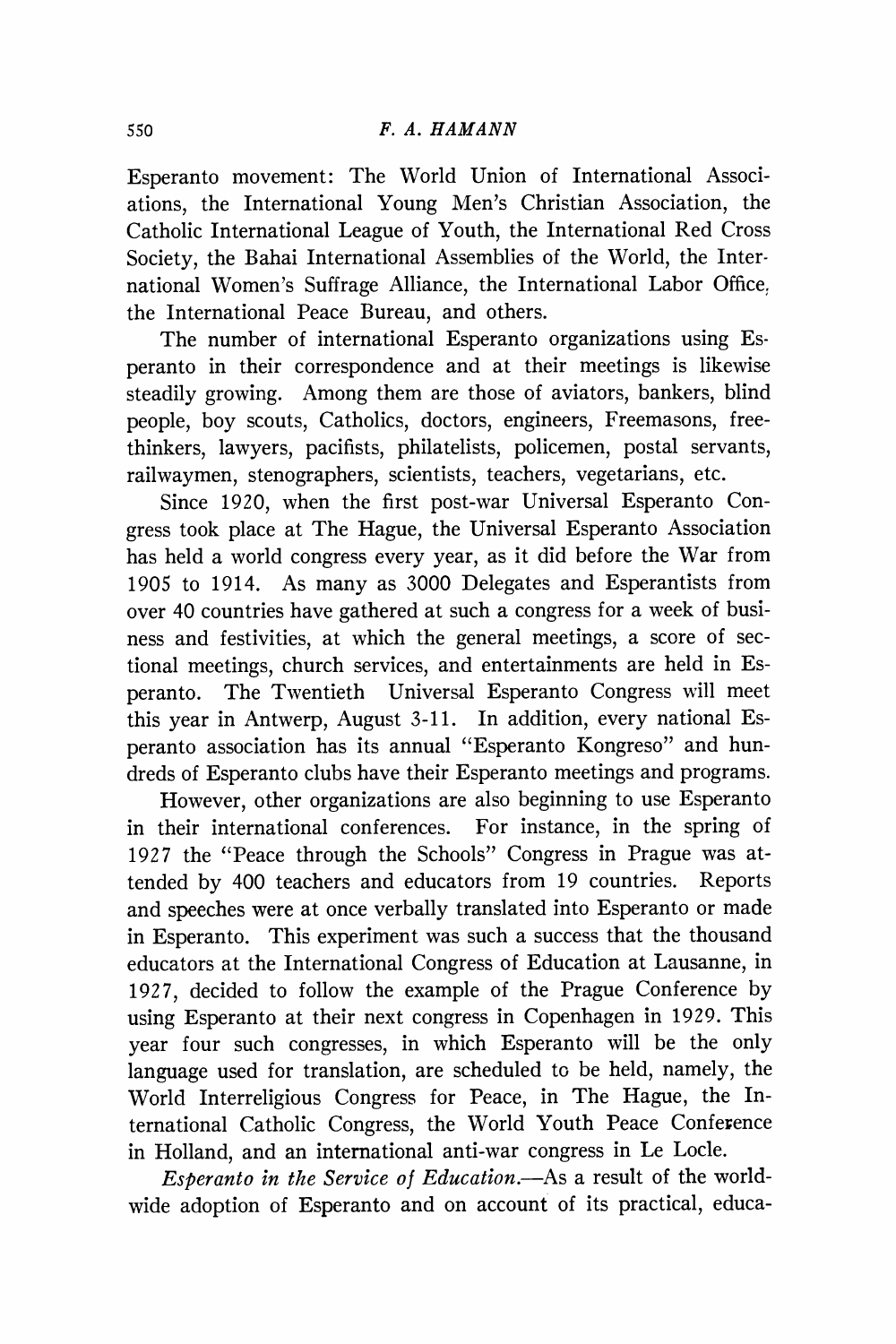Esperanto movement: The World Union of International Associations, the International Young Men's Christian Association, the Catholic International League of Youth, the International Red Cross Society, the Bahai International Assemblies of the World, the International Women's Suffrage Alliance, the International Labor Office, the International Peace Bureau, and others.

The number of international Esperanto organizations using Esperanto in their correspondence and at their meetings is likewise steadily growing. Among them are those of aviators, bankers, blind people, boy scouts, Catholics, doctors, engineers, Freemasons, freethinkers, lawyers, pacifists, philatelists, policemen, postal servants, railwaymen, stenographers, scientists, teachers, vegetarians, etc.

Since 1920, when the first post-war Universal Esperanto Congress took place at The Hague, the Universal Esperanto Association has held a world congress every year, as it did before the War from 1905 to 1914. As many as 3000 Delegates and Esperantists from over 40 countries have gathered at such a congress for a week of business and festivities, at which the general meetings, a score of sectional meetings, church services, and entertainments are held in Esperanto. The Twentieth Universal Esperanto Congress will meet this year in Antwerp, August 3-11. In addition, every national Esperanto association has its annual "Esperanto Kongreso" and hundreds of Esperanto clubs have their Esperanto meetings and programs.

However, other organizations are also beginning to use Esperanto in their international conferences. For instance, in the spring of 1927 the "Peace through the Schools" Congress in Prague was attended by 400 teachers and educators from 19 countries. Reports and speeches were at once verbally translated into Esperanto or made in Esperanto. This experiment was such a success that the thousand educators at the International Congress of Education at Lausanne, in 1927, decided to follow the example of the Prague Conference by using Esperanto at their next congress in Copenhagen in 1929. This year four such congresses, in which Esperanto will be the only language used for translation, are scheduled to be held, namely, the World Interreligious Congress for Peace, in The Hague, the International Catholic Congress, the World Youth Peace Conference in Holland, and an international anti-war congress in Le Locle.

*Esperanto in the Service of Education.*—As a result of the world-wide adoption of Esperanto and on account of its practical, educa-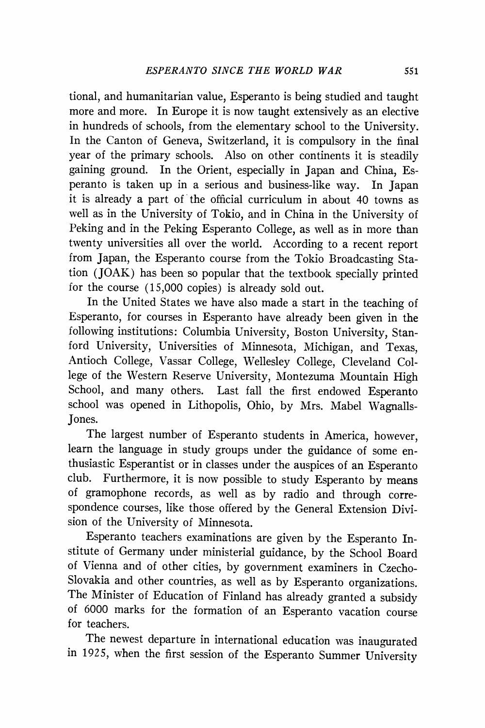tional, and humanitarian value, Esperanto is being studied and taught more and more. In Europe it is now taught extensively as an elective in hundreds of schools, from the elementary school to the University. In the Canton of Geneva, Switzerland, it is compulsory in the final year of the primary schools. Also on other continents it is steadily gaining ground. In the Orient, especially in Japan and China, Esperanto is taken up in a serious and business-like way. In Japan it is already a part of the official curriculum in about 40 towns as well as in the University of Tokio, and in China in the University of Peking and in the Peking Esperanto College, as well as in more than twenty universities all over the world. According to a recent report from Japan, the Esperanto course from the Tokio Broadcasting Station (JOAK) has been so popular that the textbook specially printed for the course (15,000 copies) is already sold out.

In the United States we have also made a start in the teaching of Esperanto, for courses in Esperanto have already been given in the following institutions: Columbia University, Boston University, Stanford University, Universities of Minnesota, Michigan, and Texas, Antioch College, Vassar College, Wellesley College, Cleveland College of the Western Reserve University, Montezuma Mountain High School, and many others. Last fall the first endowed Esperanto school was opened in Lithopolis, Ohio, by Mrs. Mabel Wagnalls-Jones.

The largest number of Esperanto students in America, however, learn the language in study groups under the guidance of some enthusiastic Esperantist or in classes under the auspices of an Esperanto club. Furthermore, it is now possible to study Esperanto by means of gramophone records, as well as by radio and through correspondence courses, like those offered by the General Extension Division of the University of Minnesota.

Esperanto teachers examinations are given by the Esperanto Institute of Germany under ministerial guidance, by the School Board of Vienna and of other cities, by government examiners in Czecho-Slovakia and other countries, as well as by Esperanto organizations. The Minister of Education of Finland has already granted a subsidy of 6000 marks for the formation of an Esperanto vacation course for teachers.

The newest departure in international education was inaugurated in 1925, when the first session of the Esperanto Summer University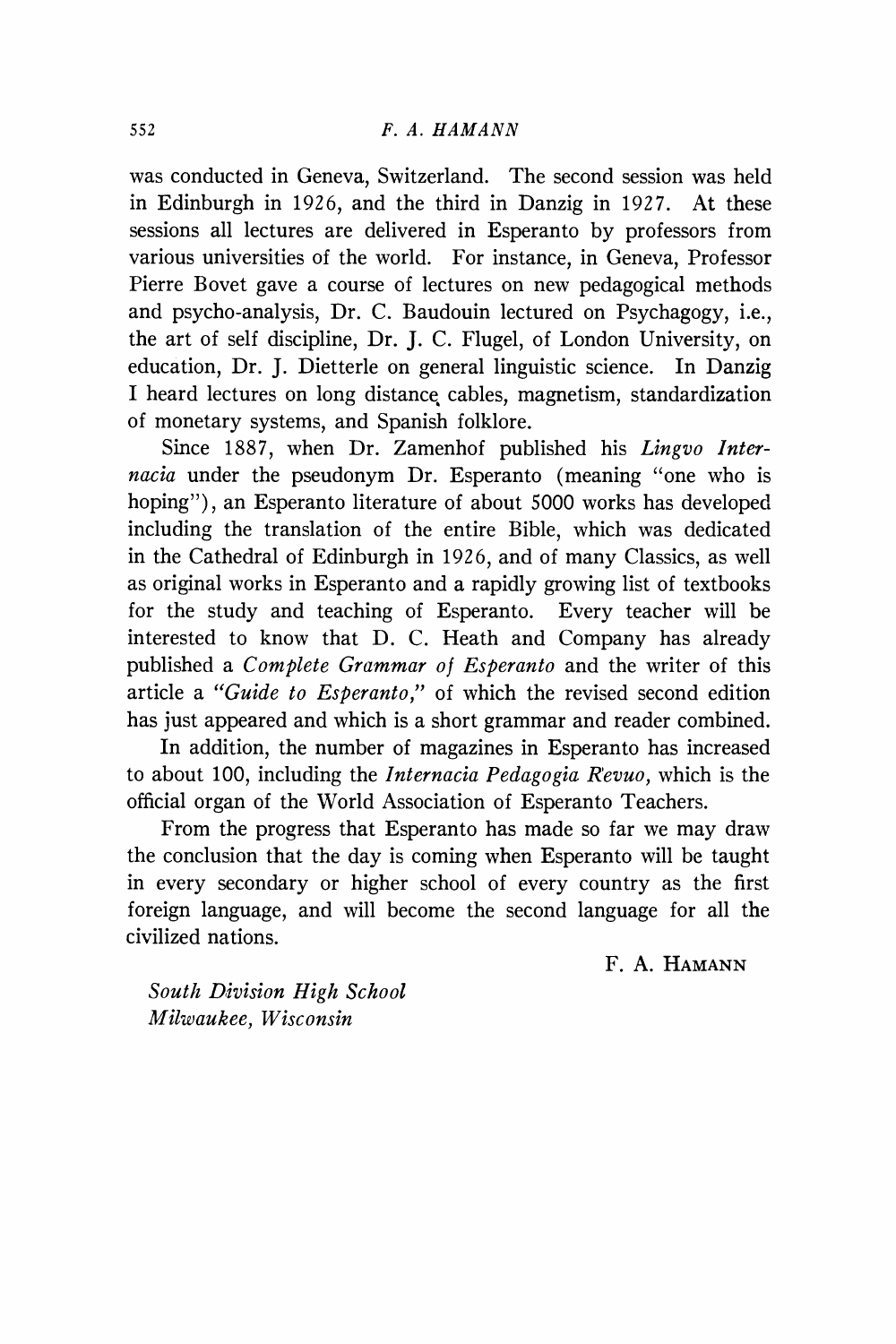was conducted in Geneva, Switzerland. The second session was held in Edinburgh in 1926, and the third in Danzig in 1927. At these sessions all lectures are delivered in Esperanto by professors from various universities of the world. For instance, in Geneva, Professor Pierre Bovet gave a course of lectures on new pedagogical methods and psycho-analysis, Dr. C. Baudouin lectured on Psychagogy, i.e., the art of self discipline, Dr. J. C. Flugel, of London University, on education, Dr. J. Dietterle on general linguistic science. In Danzig I heard lectures on long distance cables, magnetism, standardization of monetary systems, and Spanish folklore.

Since 1887, when Dr. Zamenhof published his *Lingvo Internacia* under the pseudonym Dr. Esperanto (meaning "one who is hoping"), an Esperanto literature of about 5000 works has developed including the translation of the entire Bible, which was dedicated in the Cathedral of Edinburgh in 1926, and of many Classics, as well as original works in Esperanto and a rapidly growing list of textbooks for the study and teaching of Esperanto. Every teacher will be interested to know that D. C. Heath and Company has already published a *Complete Grammar of Esperanto* and the writer of this article a *"Guide to Esperanto,"* of which the revised second edition has just appeared and which is a short grammar and reader combined.

In addition, the number of magazines in Esperanto has increased to about 100, including the *Internacia Pedagogia Revuo,* which is the official organ of the World Association of Esperanto Teachers.

From the progress that Esperanto has made so far we may draw the conclusion that the day is coming when Esperanto will be taught in every secondary or higher school of every country as the first foreign language, and will become the second language for all the civilized nations.

F. A. Hamann

*South Division High School*
*Milwaukee, Wisconsin*